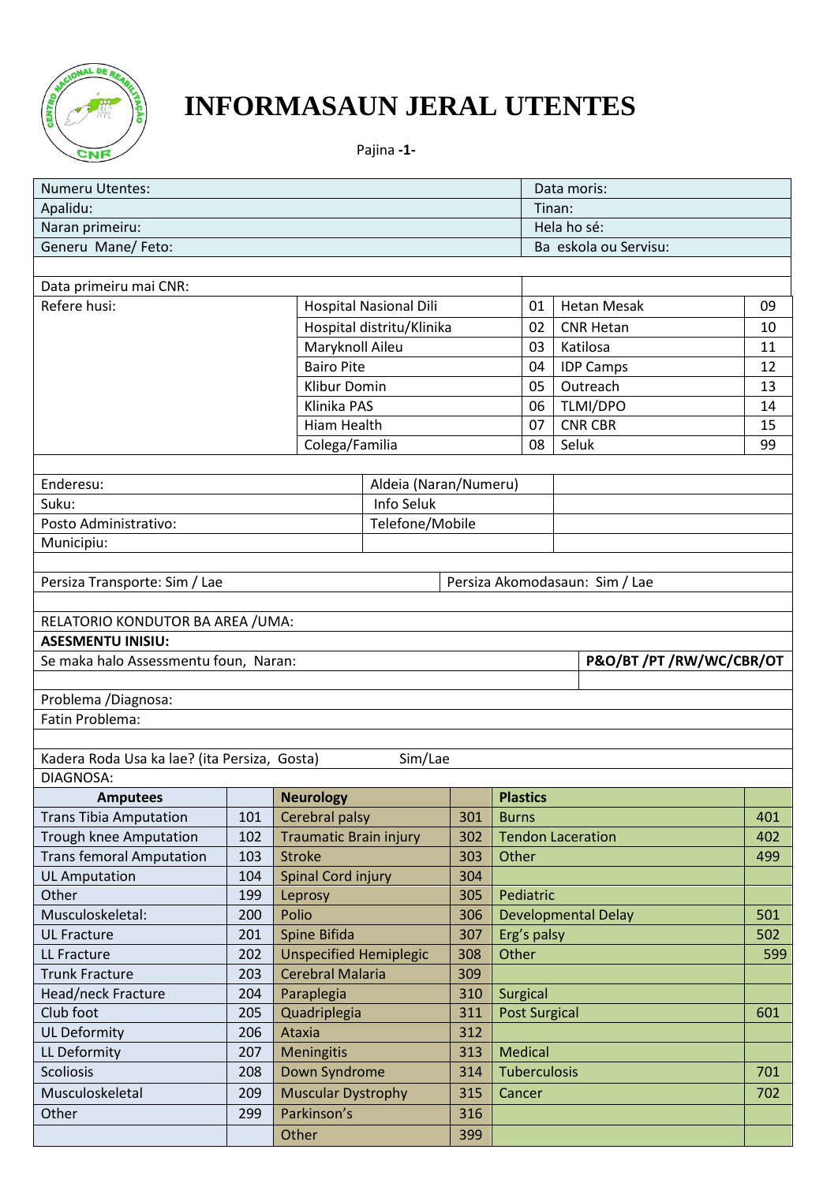# INFORMASAUN JERAL UTENTES

Pajina **-1-**

| | |
|---|---|
| Numeru Utentes: | Data moris: |
| Apalidu: | Tinan: |
| Naran primeiru: | Hela ho sé: |
| Generu Mane/ Feto: | Ba eskola ou Servisu: |

| | | | | |
|---|---|---|---|---|
| Data primeiru mai CNR: | | | | |
| Refere husi: | Hospital Nasional Dili | 01 | Hetan Mesak | 09 |
| | Hospital distritu/Klinika | 02 | CNR Hetan | 10 |
| | Maryknoll Aileu | 03 | Katilosa | 11 |
| | Bairo Pite | 04 | IDP Camps | 12 |
| | Klibur Domin | 05 | Outreach | 13 |
| | Klinika PAS | 06 | TLMI/DPO | 14 |
| | Hiam Health | 07 | CNR CBR | 15 |
| | Colega/Familia | 08 | Seluk | 99 |

| | | |
|---|---|---|
| Enderesu: | Aldeia (Naran/Numeru) | |
| Suku: | Info Seluk | |
| Posto Administrativo: | Telefone/Mobile | |
| Municipiu: | | |

| | |
|---|---|
| Persiza Transporte: Sim / Lae | Persiza Akomodasaun: Sim / Lae |

RELATORIO KONDUTOR BA AREA /UMA:

**ASESMENTU INISIU:**

| | |
|---|---|
| Se maka halo Assessmentu foun, Naran: | **P&O/BT /PT /RW/WC/CBR/OT** |

Problema /Diagnosa:

Fatin Problema:

Kadera Roda Usa ka lae? (ita Persiza, Gosta) Sim/Lae

DIAGNOSA:

| **Amputees** | | **Neurology** | | **Plastics** | |
|---|---|---|---|---|---|
| Trans Tibia Amputation | 101 | Cerebral palsy | 301 | Burns | 401 |
| Trough knee Amputation | 102 | Traumatic Brain injury | 302 | Tendon Laceration | 402 |
| Trans femoral Amputation | 103 | Stroke | 303 | Other | 499 |
| UL Amputation | 104 | Spinal Cord injury | 304 | | |
| Other | 199 | Leprosy | 305 | Pediatric | |
| Musculoskeletal: | 200 | Polio | 306 | Developmental Delay | 501 |
| UL Fracture | 201 | Spine Bifida | 307 | Erg's palsy | 502 |
| LL Fracture | 202 | Unspecified Hemiplegic | 308 | Other | 599 |
| Trunk Fracture | 203 | Cerebral Malaria | 309 | | |
| Head/neck Fracture | 204 | Paraplegia | 310 | Surgical | |
| Club foot | 205 | Quadriplegia | 311 | Post Surgical | 601 |
| UL Deformity | 206 | Ataxia | 312 | | |
| LL Deformity | 207 | Meningitis | 313 | Medical | |
| Scoliosis | 208 | Down Syndrome | 314 | Tuberculosis | 701 |
| Musculoskeletal | 209 | Muscular Dystrophy | 315 | Cancer | 702 |
| Other | 299 | Parkinson's | 316 | | |
| | | Other | 399 | | |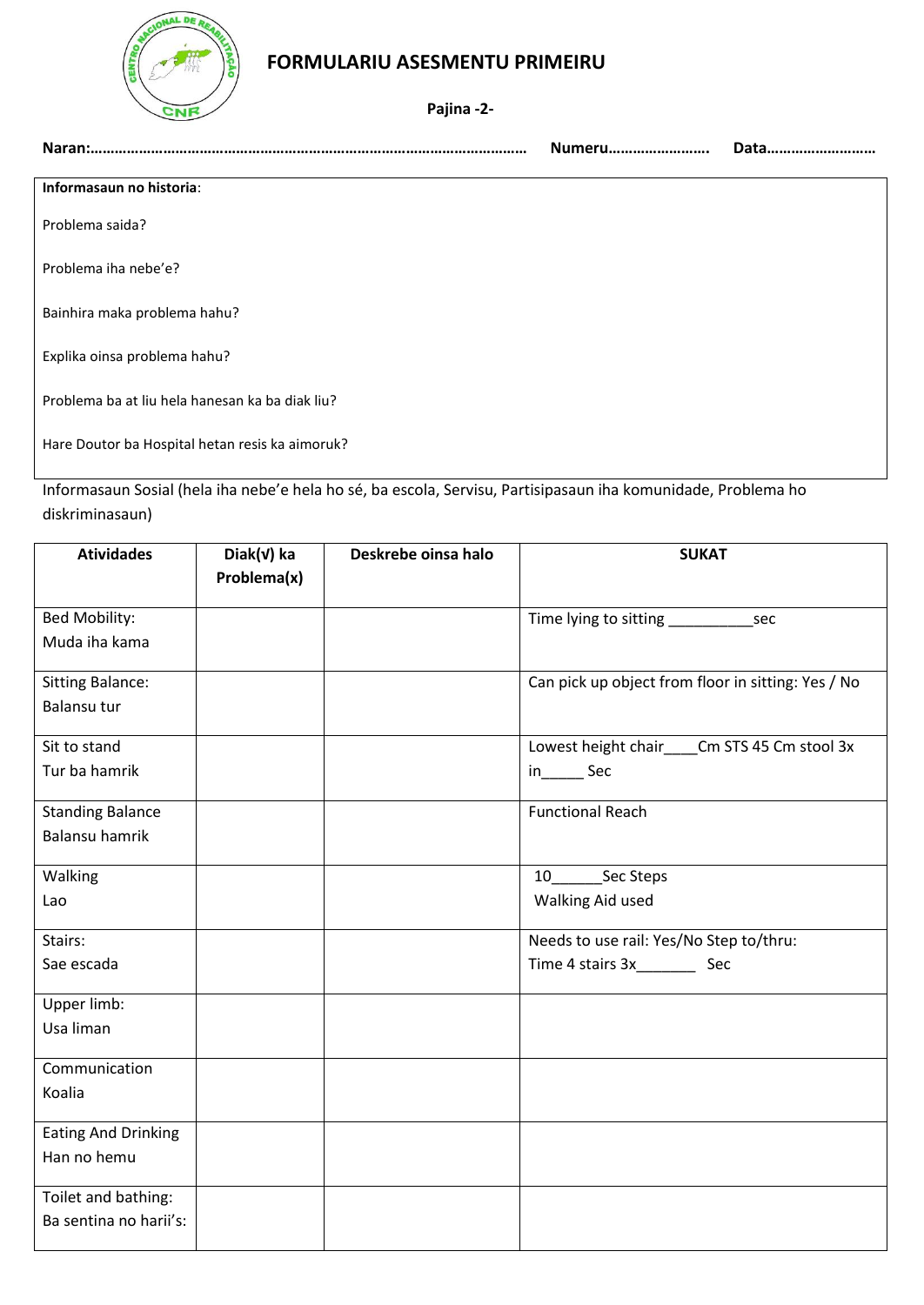# FORMULARIU ASESMENTU PRIMEIRU

**Pajina -2-**

**Naran:……………………………………………………………………………………………… Numeru……………………. Data………………………**

**Informasaun no historia**:

Problema saida?

Problema iha nebe'e?

Bainhira maka problema hahu?

Explika oinsa problema hahu?

Problema ba at liu hela hanesan ka ba diak liu?

Hare Doutor ba Hospital hetan resis ka aimoruk?

Informasaun Sosial (hela iha nebe'e hela ho sé, ba escola, Servisu, Partisipasaun iha komunidade, Problema ho diskriminasaun)

| Atividades | Diak(√) ka Problema(x) | Deskrebe oinsa halo | SUKAT |
|---|---|---|---|
| Bed Mobility:<br>Muda iha kama | | | Time lying to sitting __________sec |
| Sitting Balance:<br>Balansu tur | | | Can pick up object from floor in sitting: Yes / No |
| Sit to stand<br>Tur ba hamrik | | | Lowest height chair____Cm STS 45 Cm stool 3x in_____ Sec |
| Standing Balance<br>Balansu hamrik | | | Functional Reach |
| Walking<br>Lao | | | 10______Sec Steps<br>Walking Aid used |
| Stairs:<br>Sae escada | | | Needs to use rail: Yes/No Step to/thru:<br>Time 4 stairs 3x_______ Sec |
| Upper limb:<br>Usa liman | | | |
| Communication<br>Koalia | | | |
| Eating And Drinking<br>Han no hemu | | | |
| Toilet and bathing:<br>Ba sentina no harii's: | | | |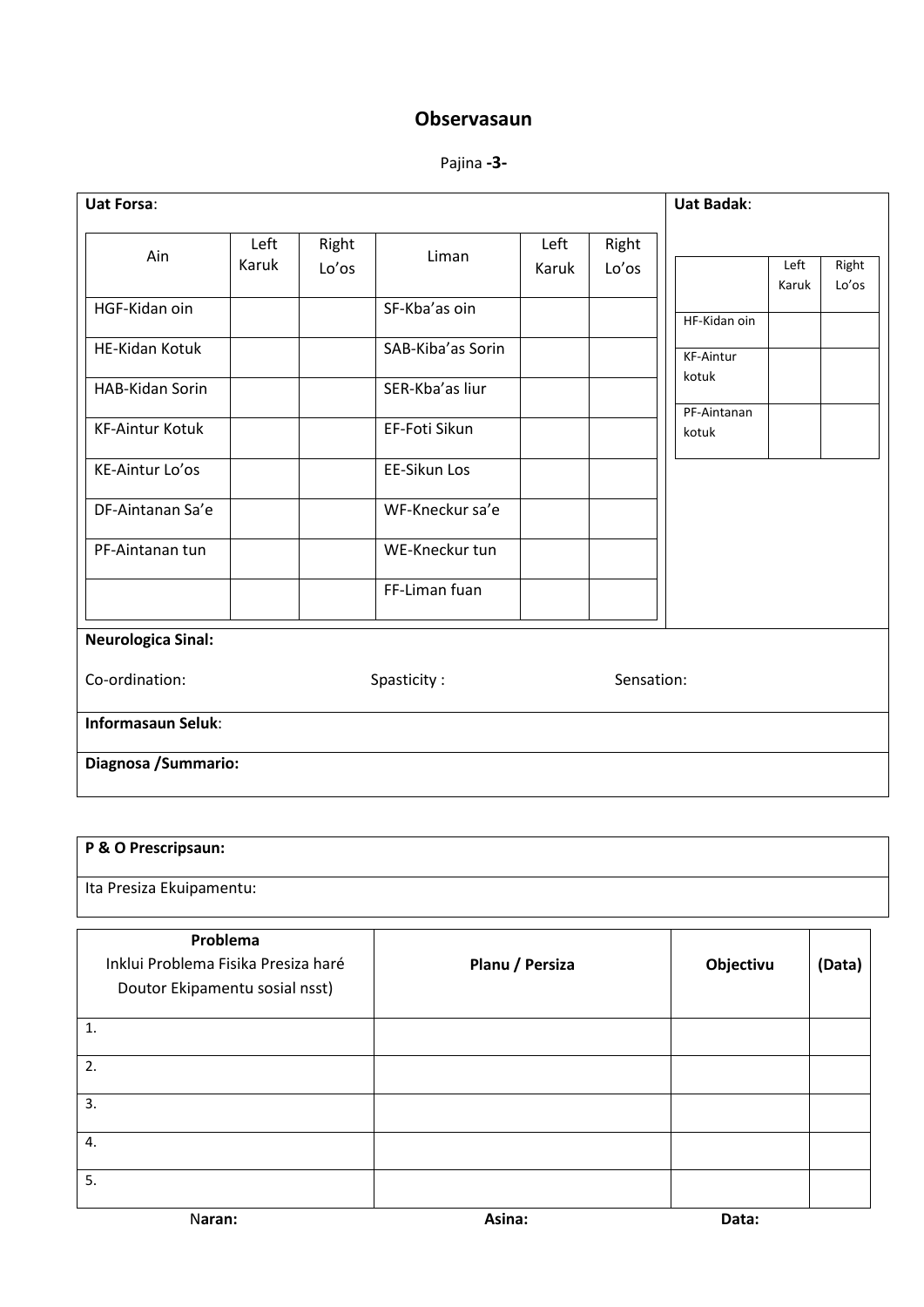## Observasaun

Pajina **-3-**

**Uat Forsa**:

| Ain | Left Karuk | Right Lo'os | Liman | Left Karuk | Right Lo'os |
|---|---|---|---|---|---|
| HGF-Kidan oin | | | SF-Kba'as oin | | |
| HE-Kidan Kotuk | | | SAB-Kiba'as Sorin | | |
| HAB-Kidan Sorin | | | SER-Kba'as liur | | |
| KF-Aintur Kotuk | | | EF-Foti Sikun | | |
| KE-Aintur Lo'os | | | EE-Sikun Los | | |
| DF-Aintanan Sa'e | | | WF-Kneckur sa'e | | |
| PF-Aintanan tun | | | WE-Kneckur tun | | |
| | | | FF-Liman fuan | | |

**Uat Badak**:

| | Left Karuk | Right Lo'os |
|---|---|---|
| HF-Kidan oin | | |
| KF-Aintur kotuk | | |
| PF-Aintanan kotuk | | |

**Neurologica Sinal:**

Co-ordination: Spasticity : Sensation:

**Informasaun Seluk**:

**Diagnosa /Summario:**

**P & O Prescripsaun:**

Ita Presiza Ekuipamentu:

| **Problema** Inklui Problema Fisika Presiza haré Doutor Ekipamentu sosial nsst) | **Planu / Persiza** | **Objectivu** | **(Data)** |
|---|---|---|---|
| 1. | | | |
| 2. | | | |
| 3. | | | |
| 4. | | | |
| 5. | | | |

**Naran:** **Asina:** **Data:**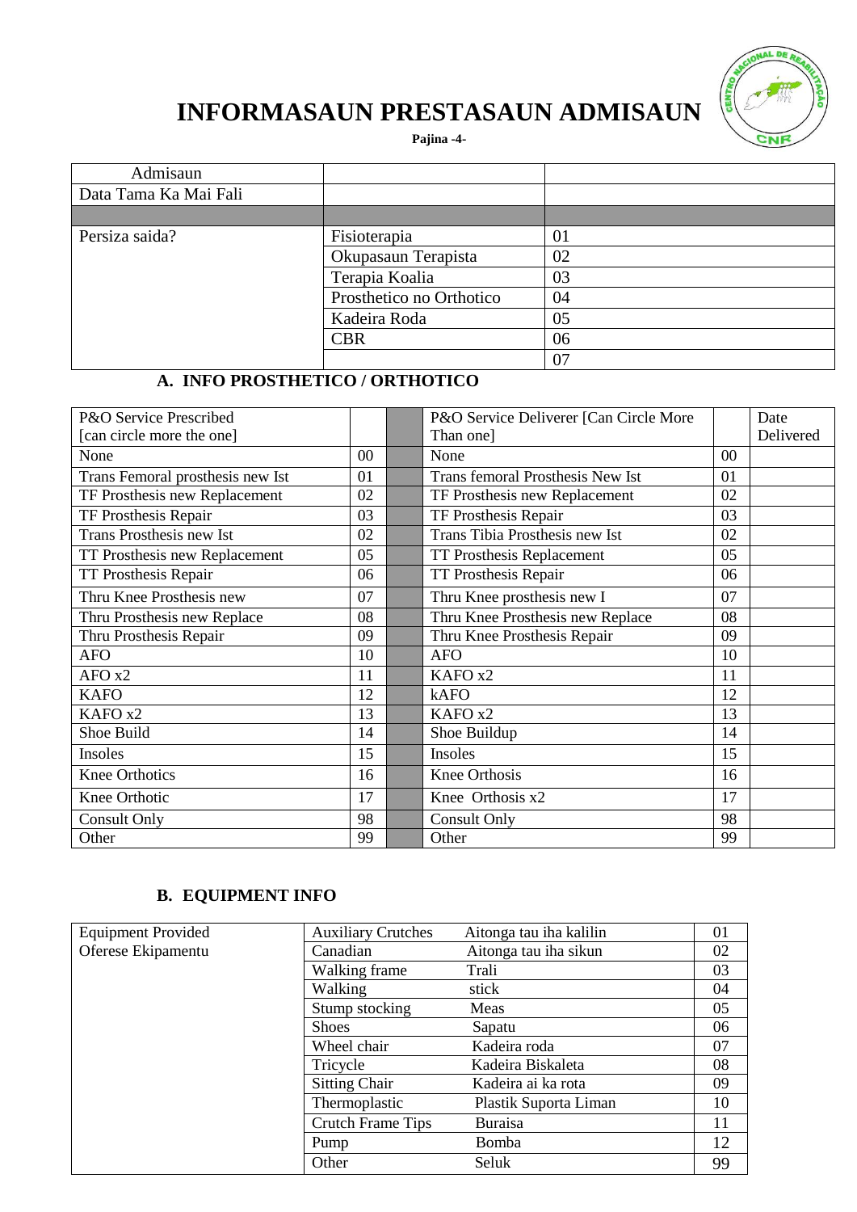# INFORMASAUN PRESTASAUN ADMISAUN

**Pajina -4-**

| Admisaun | | |
|---|---|---|
| Data Tama Ka Mai Fali | | |
| | | |
| Persiza saida? | Fisioterapia | 01 |
| | Okupasaun Terapista | 02 |
| | Terapia Koalia | 03 |
| | Prosthetico no Orthotico | 04 |
| | Kadeira Roda | 05 |
| | CBR | 06 |
| | | 07 |

## A. INFO PROSTHETICO / ORTHOTICO

| P&O Service Prescribed [can circle more the one] | | | P&O Service Deliverer [Can Circle More Than one] | | Date Delivered |
|---|---|---|---|---|---|
| None | 00 | | None | 00 | |
| Trans Femoral prosthesis new Ist | 01 | | Trans femoral Prosthesis New Ist | 01 | |
| TF Prosthesis new Replacement | 02 | | TF Prosthesis new Replacement | 02 | |
| TF Prosthesis Repair | 03 | | TF Prosthesis Repair | 03 | |
| Trans Prosthesis new Ist | 02 | | Trans Tibia Prosthesis new Ist | 02 | |
| TT Prosthesis new Replacement | 05 | | TT Prosthesis Replacement | 05 | |
| TT Prosthesis Repair | 06 | | TT Prosthesis Repair | 06 | |
| Thru Knee Prosthesis new | 07 | | Thru Knee prosthesis new I | 07 | |
| Thru Prosthesis new Replace | 08 | | Thru Knee Prosthesis new Replace | 08 | |
| Thru Prosthesis Repair | 09 | | Thru Knee Prosthesis Repair | 09 | |
| AFO | 10 | | AFO | 10 | |
| AFO x2 | 11 | | KAFO x2 | 11 | |
| KAFO | 12 | | kAFO | 12 | |
| KAFO x2 | 13 | | KAFO x2 | 13 | |
| Shoe Build | 14 | | Shoe Buildup | 14 | |
| Insoles | 15 | | Insoles | 15 | |
| Knee Orthotics | 16 | | Knee Orthosis | 16 | |
| Knee Orthotic | 17 | | Knee Orthosis x2 | 17 | |
| Consult Only | 98 | | Consult Only | 98 | |
| Other | 99 | | Other | 99 | |

## B. EQUIPMENT INFO

| Equipment Provided Oferese Ekipamentu | | | |
|---|---|---|---|
| | Auxiliary Crutches | Aitonga tau iha kalilin | 01 |
| | Canadian | Aitonga tau iha sikun | 02 |
| | Walking frame | Trali | 03 |
| | Walking | stick | 04 |
| | Stump stocking | Meas | 05 |
| | Shoes | Sapatu | 06 |
| | Wheel chair | Kadeira roda | 07 |
| | Tricycle | Kadeira Biskaleta | 08 |
| | Sitting Chair | Kadeira ai ka rota | 09 |
| | Thermoplastic | Plastik Suporta Liman | 10 |
| | Crutch Frame Tips | Buraisa | 11 |
| | Pump | Bomba | 12 |
| | Other | Seluk | 99 |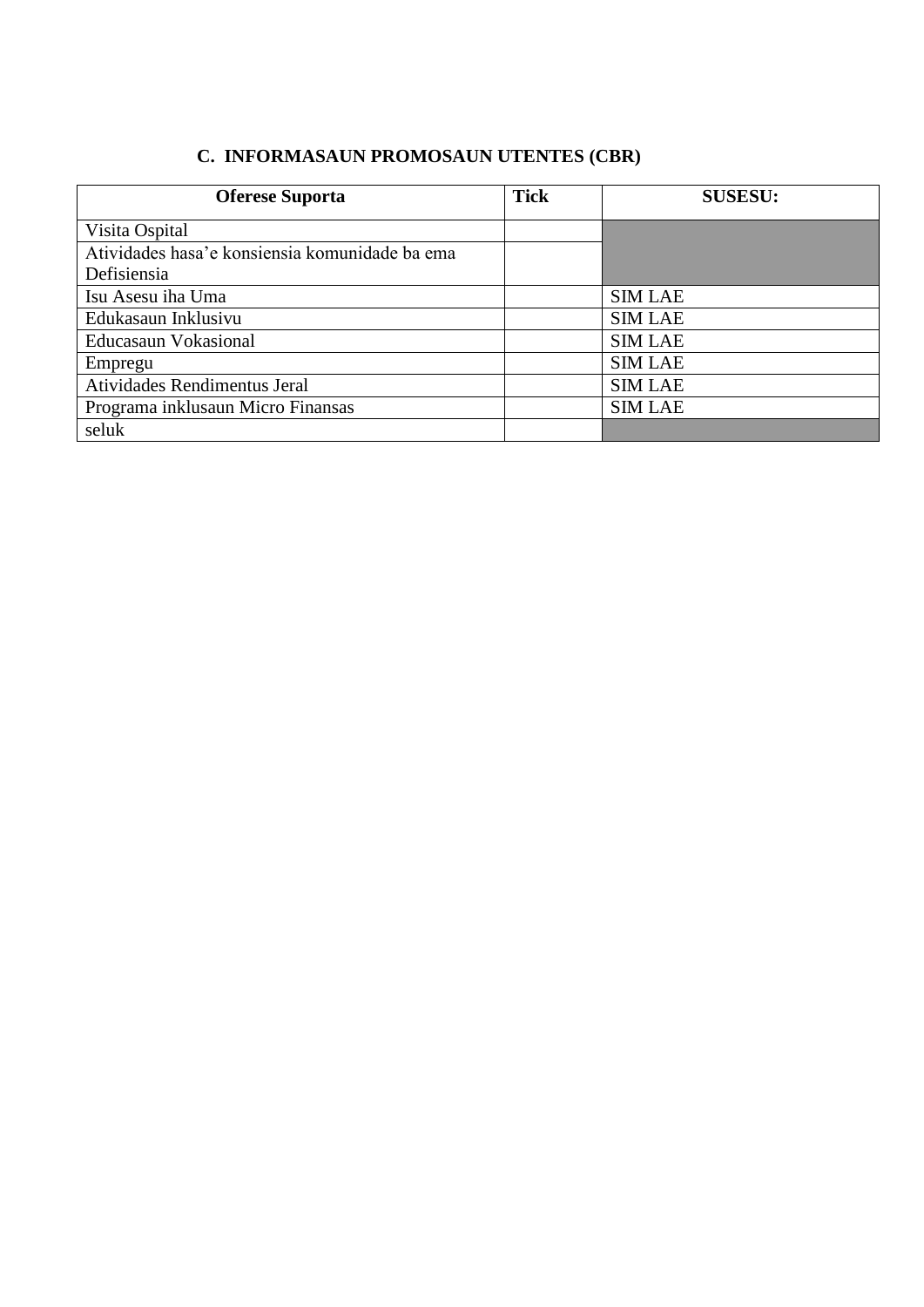## C. INFORMASAUN PROMOSAUN UTENTES (CBR)

| Oferese Suporta | Tick | SUSESU: |
|---|---|---|
| Visita Ospital | | |
| Atividades hasa'e konsiensia komunidade ba ema Defisiensia | | |
| Isu Asesu iha Uma | | SIM LAE |
| Edukasaun Inklusivu | | SIM LAE |
| Educasaun Vokasional | | SIM LAE |
| Empregu | | SIM LAE |
| Atividades Rendimentus Jeral | | SIM LAE |
| Programa inklusaun Micro Finansas | | SIM LAE |
| seluk | | |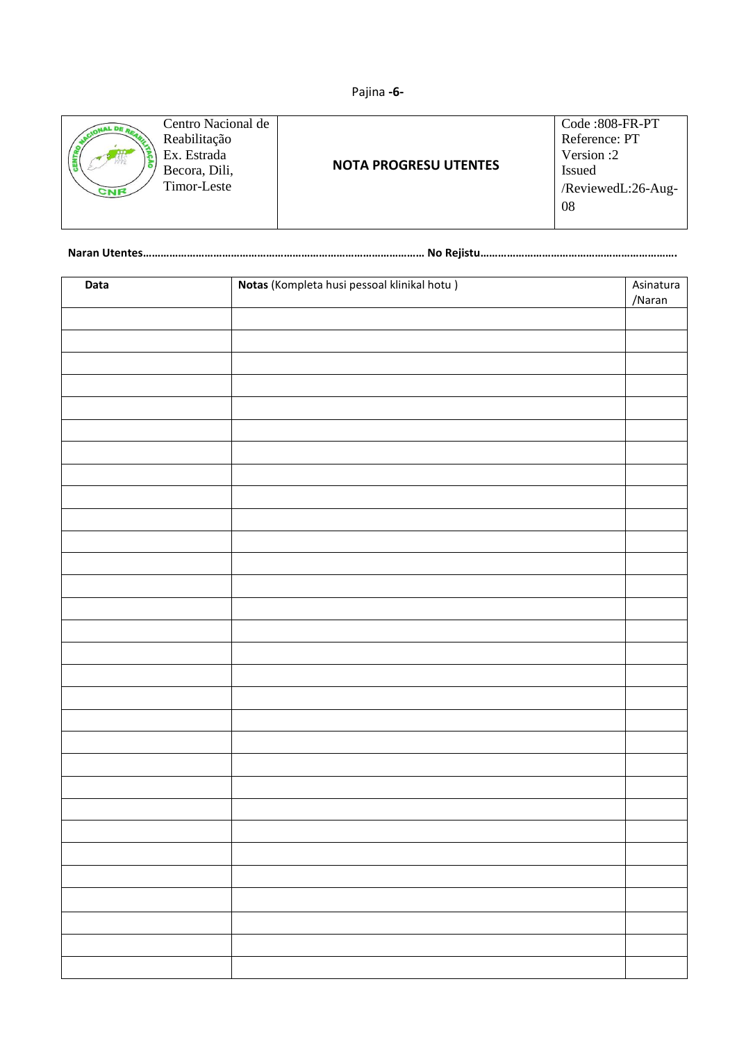| | | |
|---|---|---|
| Centro Nacional de Reabilitação Ex. Estrada Becora, Dili, Timor-Leste | **NOTA PROGRESU UTENTES** | Code :808-FR-PT Reference: PT Version :2 Issued /ReviewedL:26-Aug-08 |

**Naran Utentes…………………………………………………………………………………… No Rejistu………………………………………………………….**

| **Data** | **Notas** (Kompleta husi pessoal klinikal hotu ) | Asinatura /Naran |
|---|---|---|
| | | |
| | | |
| | | |
| | | |
| | | |
| | | |
| | | |
| | | |
| | | |
| | | |
| | | |
| | | |
| | | |
| | | |
| | | |
| | | |
| | | |
| | | |
| | | |
| | | |
| | | |
| | | |
| | | |
| | | |
| | | |
| | | |
| | | |
| | | |
| | | |
| | | |